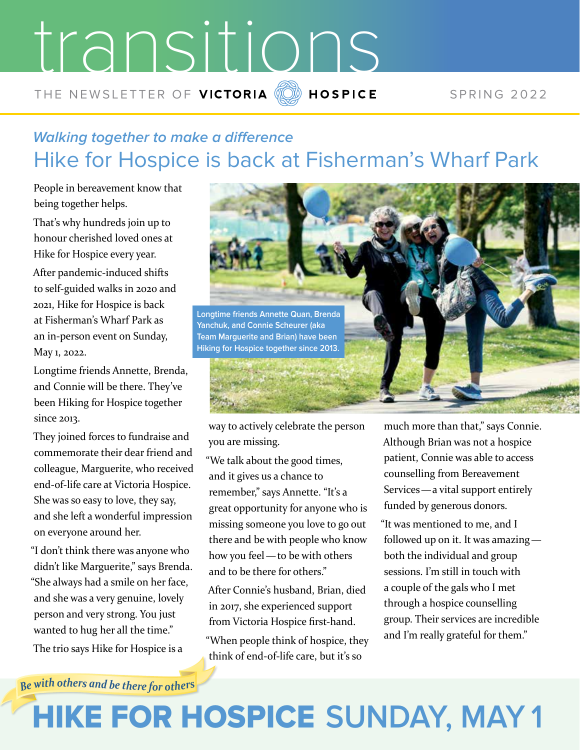# transitions

THE NEWSLETTER OF **VICTORIA HOSPICE** SPRING 2022

*Walking together to make a difference*

## Hike for Hospice is back at Fisherman's Wharf Park

People in bereavement know that being together helps.

That's why hundreds join up to honour cherished loved ones at Hike for Hospice every year.

After pandemic-induced shifts to self-guided walks in 2020 and 2021, Hike for Hospice is back at Fisherman's Wharf Park as an in-person event on Sunday, May 1, 2022.

Longtime friends Annette, Brenda, and Connie will be there. They've been Hiking for Hospice together since 2013.

They joined forces to fundraise and commemorate their dear friend and colleague, Marguerite, who received end-of-life care at Victoria Hospice. She was so easy to love, they say, and she left a wonderful impression on everyone around her.

"I don't think there was anyone who didn't like Marguerite," says Brenda. "She always had a smile on her face, and she was a very genuine, lovely person and very strong. You just wanted to hug her all the time."

The trio says Hike for Hospice is a way to actively celebrate the person you are missing.

"We talk about the good times, and it gives us a chance to remember," says Annette. "It's a great opportunity for anyone who is missing someone you love to go out there and be with people who know how you feel — to be with others and to be there for others."

After Connie's husband, Brian, died in 2017, she experienced support from Victoria Hospice first-hand.

"When people think of hospice, they think of end-of-life care, but it's so much more than that," says Connie.

Although Brian was not a hospice patient, Connie was able to access counselling from Bereavement Services — a vital support entirely funded by generous donors.

"It was mentioned to me, and I followed up on it. It was amazing — both the individual and group sessions. I'm still in touch with a couple of the gals who I met through a hospice counselling group. Their services are incredible and I'm really grateful for them."

Longtime friends Annette Quan, Brenda Yanchuk, and Connie Scheurer (aka Team Marguerite and Brian) have been Hiking for Hospice together since 2013.

*Be with others and be there for others*

# HIKE FOR HOSPICE SUNDAY, MAY 1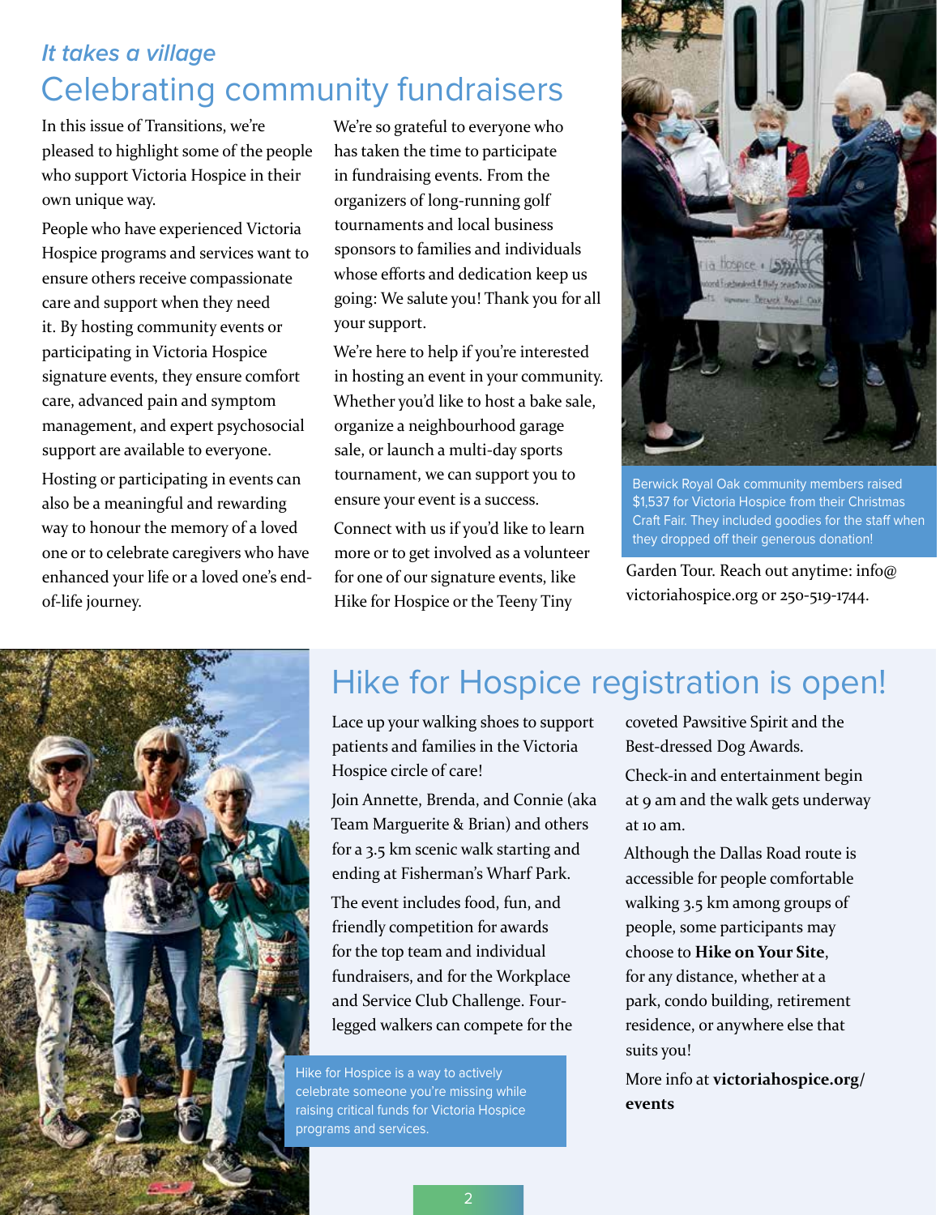*It takes a village*

# Celebrating community fundraisers

In this issue of Transitions, we're pleased to highlight some of the people who support Victoria Hospice in their own unique way.

People who have experienced Victoria Hospice programs and services want to ensure others receive compassionate care and support when they need it. By hosting community events or participating in Victoria Hospice signature events, they ensure comfort care, advanced pain and symptom management, and expert psychosocial support are available to everyone.

Hosting or participating in events can also be a meaningful and rewarding way to honour the memory of a loved one or to celebrate caregivers who have enhanced your life or a loved one's end-of-life journey.

We're so grateful to everyone who has taken the time to participate in fundraising events. From the organizers of long-running golf tournaments and local business sponsors to families and individuals whose efforts and dedication keep us going: We salute you! Thank you for all your support.

We're here to help if you're interested in hosting an event in your community. Whether you'd like to host a bake sale, organize a neighbourhood garage sale, or launch a multi-day sports tournament, we can support you to ensure your event is a success.

Connect with us if you'd like to learn more or to get involved as a volunteer for one of our signature events, like Hike for Hospice or the Teeny Tiny Garden Tour. Reach out anytime: info@victoriahospice.org or 250-519-1744.

Berwick Royal Oak community members raised $1,537 for Victoria Hospice from their Christmas Craft Fair. They included goodies for the staff when they dropped off their generous donation!

# Hike for Hospice registration is open!

Lace up your walking shoes to support patients and families in the Victoria Hospice circle of care!

Join Annette, Brenda, and Connie (aka Team Marguerite & Brian) and others for a 3.5 km scenic walk starting and ending at Fisherman's Wharf Park.

The event includes food, fun, and friendly competition for awards for the top team and individual fundraisers, and for the Workplace and Service Club Challenge. Four-legged walkers can compete for the coveted Pawsitive Spirit and the Best-dressed Dog Awards.

Check-in and entertainment begin at 9 am and the walk gets underway at 10 am.

Although the Dallas Road route is accessible for people comfortable walking 3.5 km among groups of people, some participants may choose to **Hike on Your Site**, for any distance, whether at a park, condo building, retirement residence, or anywhere else that suits you!

More info at **victoriahospice.org/events**

Hike for Hospice is a way to actively celebrate someone you're missing while raising critical funds for Victoria Hospice programs and services.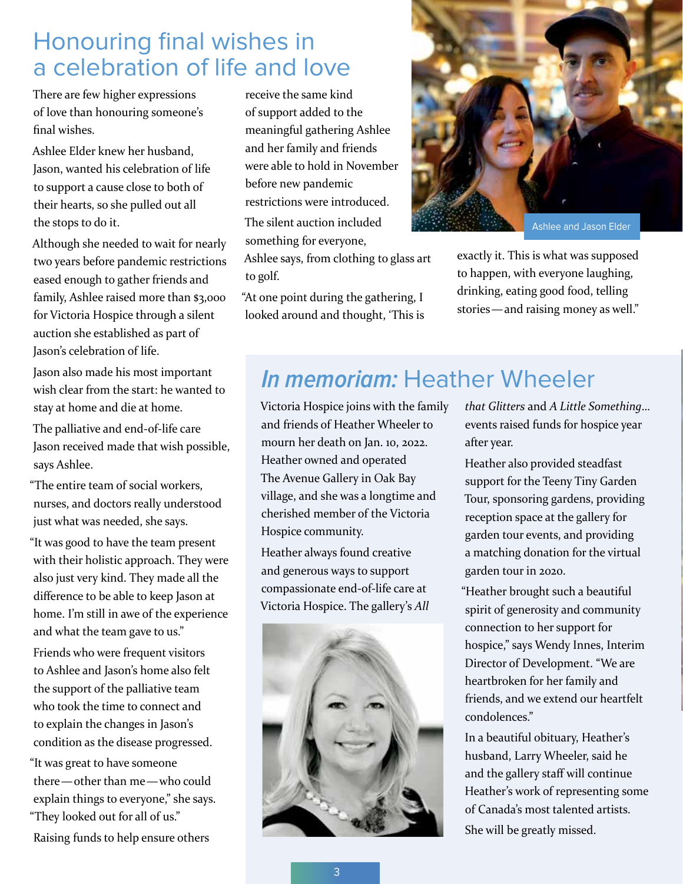## Honouring final wishes in a celebration of life and love

There are few higher expressions of love than honouring someone's final wishes.

Ashlee Elder knew her husband, Jason, wanted his celebration of life to support a cause close to both of their hearts, so she pulled out all the stops to do it.

Although she needed to wait for nearly two years before pandemic restrictions eased enough to gather friends and family, Ashlee raised more than $3,000 for Victoria Hospice through a silent auction she established as part of Jason's celebration of life.

Jason also made his most important wish clear from the start: he wanted to stay at home and die at home.

The palliative and end-of-life care Jason received made that wish possible, says Ashlee.

"The entire team of social workers, nurses, and doctors really understood just what was needed, she says.

"It was good to have the team present with their holistic approach. They were also just very kind. They made all the difference to be able to keep Jason at home. I'm still in awe of the experience and what the team gave to us."

Friends who were frequent visitors to Ashlee and Jason's home also felt the support of the palliative team who took the time to connect and to explain the changes in Jason's condition as the disease progressed.

"It was great to have someone there — other than me — who could explain things to everyone," she says. "They looked out for all of us."

Raising funds to help ensure others receive the same kind of support added to the meaningful gathering Ashlee and her family and friends were able to hold in November before new pandemic restrictions were introduced.

The silent auction included something for everyone, Ashlee says, from clothing to glass art to golf.

"At one point during the gathering, I looked around and thought, 'This is exactly it. This is what was supposed to happen, with everyone laughing, drinking, eating good food, telling stories — and raising money as well."

Ashlee and Jason Elder

## *In memoriam:* Heather Wheeler

Victoria Hospice joins with the family and friends of Heather Wheeler to mourn her death on Jan. 10, 2022. Heather owned and operated The Avenue Gallery in Oak Bay village, and she was a longtime and cherished member of the Victoria Hospice community.

Heather always found creative and generous ways to support compassionate end-of-life care at Victoria Hospice. The gallery's *All that Glitters* and *A Little Something…* events raised funds for hospice year after year.

Heather also provided steadfast support for the Teeny Tiny Garden Tour, sponsoring gardens, providing reception space at the gallery for garden tour events, and providing a matching donation for the virtual garden tour in 2020.

"Heather brought such a beautiful spirit of generosity and community connection to her support for hospice," says Wendy Innes, Interim Director of Development. "We are heartbroken for her family and friends, and we extend our heartfelt condolences."

In a beautiful obituary, Heather's husband, Larry Wheeler, said he and the gallery staff will continue Heather's work of representing some of Canada's most talented artists.

She will be greatly missed.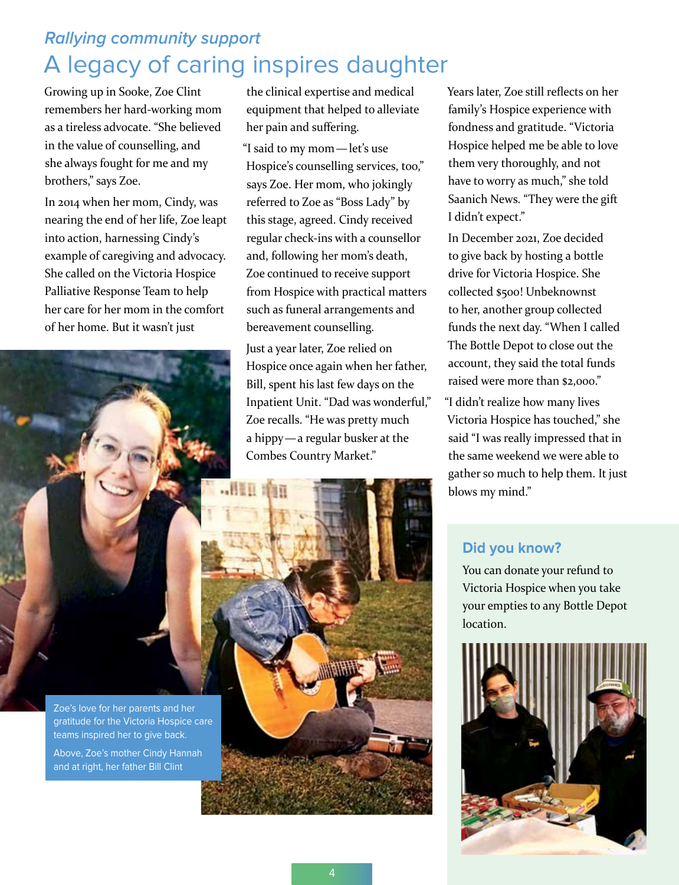*Rallying community support*

# A legacy of caring inspires daughter

Growing up in Sooke, Zoe Clint remembers her hard-working mom as a tireless advocate. "She believed in the value of counselling, and she always fought for me and my brothers," says Zoe.

In 2014 when her mom, Cindy, was nearing the end of her life, Zoe leapt into action, harnessing Cindy's example of caregiving and advocacy. She called on the Victoria Hospice Palliative Response Team to help her care for her mom in the comfort of her home. But it wasn't just the clinical expertise and medical equipment that helped to alleviate her pain and suffering.

"I said to my mom — let's use Hospice's counselling services, too," says Zoe. Her mom, who jokingly referred to Zoe as "Boss Lady" by this stage, agreed. Cindy received regular check-ins with a counsellor and, following her mom's death, Zoe continued to receive support from Hospice with practical matters such as funeral arrangements and bereavement counselling.

Just a year later, Zoe relied on Hospice once again when her father, Bill, spent his last few days on the Inpatient Unit. "Dad was wonderful," Zoe recalls. "He was pretty much a hippy — a regular busker at the Combes Country Market."

Zoe's love for her parents and her gratitude for the Victoria Hospice care teams inspired her to give back.

Above, Zoe's mother Cindy Hannah and at right, her father Bill Clint

Years later, Zoe still reflects on her family's Hospice experience with fondness and gratitude. "Victoria Hospice helped me be able to love them very thoroughly, and not have to worry as much," she told Saanich News. "They were the gift I didn't expect."

In December 2021, Zoe decided to give back by hosting a bottle drive for Victoria Hospice. She collected $500! Unbeknownst to her, another group collected funds the next day. "When I called The Bottle Depot to close out the account, they said the total funds raised were more than $2,000."

"I didn't realize how many lives Victoria Hospice has touched," she said "I was really impressed that in the same weekend we were able to gather so much to help them. It just blows my mind."

### Did you know?

You can donate your refund to Victoria Hospice when you take your empties to any Bottle Depot location.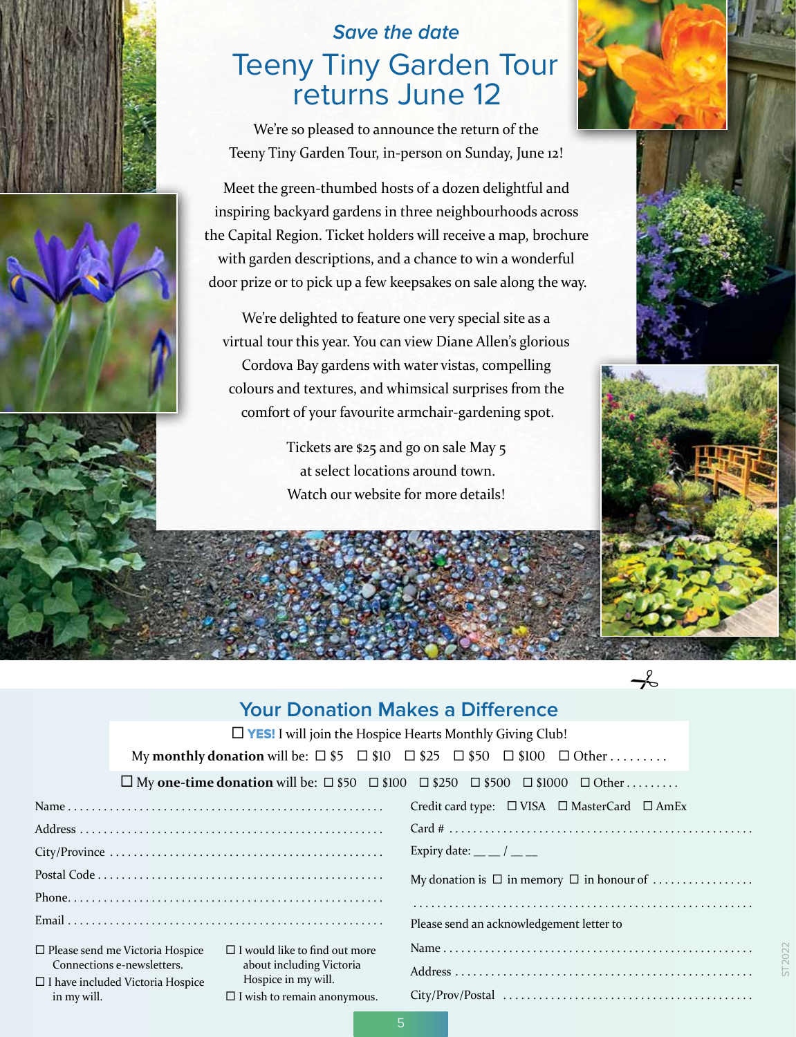*Save the date*

# Teeny Tiny Garden Tour returns June 12

We're so pleased to announce the return of the Teeny Tiny Garden Tour, in-person on Sunday, June 12!

Meet the green-thumbed hosts of a dozen delightful and inspiring backyard gardens in three neighbourhoods across the Capital Region. Ticket holders will receive a map, brochure with garden descriptions, and a chance to win a wonderful door prize or to pick up a few keepsakes on sale along the way.

We're delighted to feature one very special site as a virtual tour this year. You can view Diane Allen's glorious Cordova Bay gardens with water vistas, compelling colours and textures, and whimsical surprises from the comfort of your favourite armchair-gardening spot.

Tickets are $25 and go on sale May 5 at select locations around town.
Watch our website for more details!

## Your Donation Makes a Difference

☐ **YES!** I will join the Hospice Hearts Monthly Giving Club!

My **monthly donation** will be: ☐ $5 ☐ $10 ☐ $25 ☐ $50 ☐ $100 ☐ Other .........

☐ My **one-time donation** will be: ☐ $50 ☐ $100 ☐ $250 ☐ $500 ☐ $1000 ☐ Other .........

Name ....................................................

Address ....................................................

City/Province ....................................................

Postal Code ....................................................

Phone....................................................

Email ....................................................

☐ Please send me Victoria Hospice Connections e-newsletters.

☐ I have included Victoria Hospice in my will.

☐ I would like to find out more about including Victoria Hospice in my will.

☐ I wish to remain anonymous.

Credit card type: ☐ VISA ☐ MasterCard ☐ AmEx

Card # ....................................................

Expiry date: __ __ / __ __

My donation is ☐ in memory ☐ in honour of ................

....................................................

Please send an acknowledgement letter to

Name ....................................................

Address ....................................................

City/Prov/Postal ....................................................

ST2022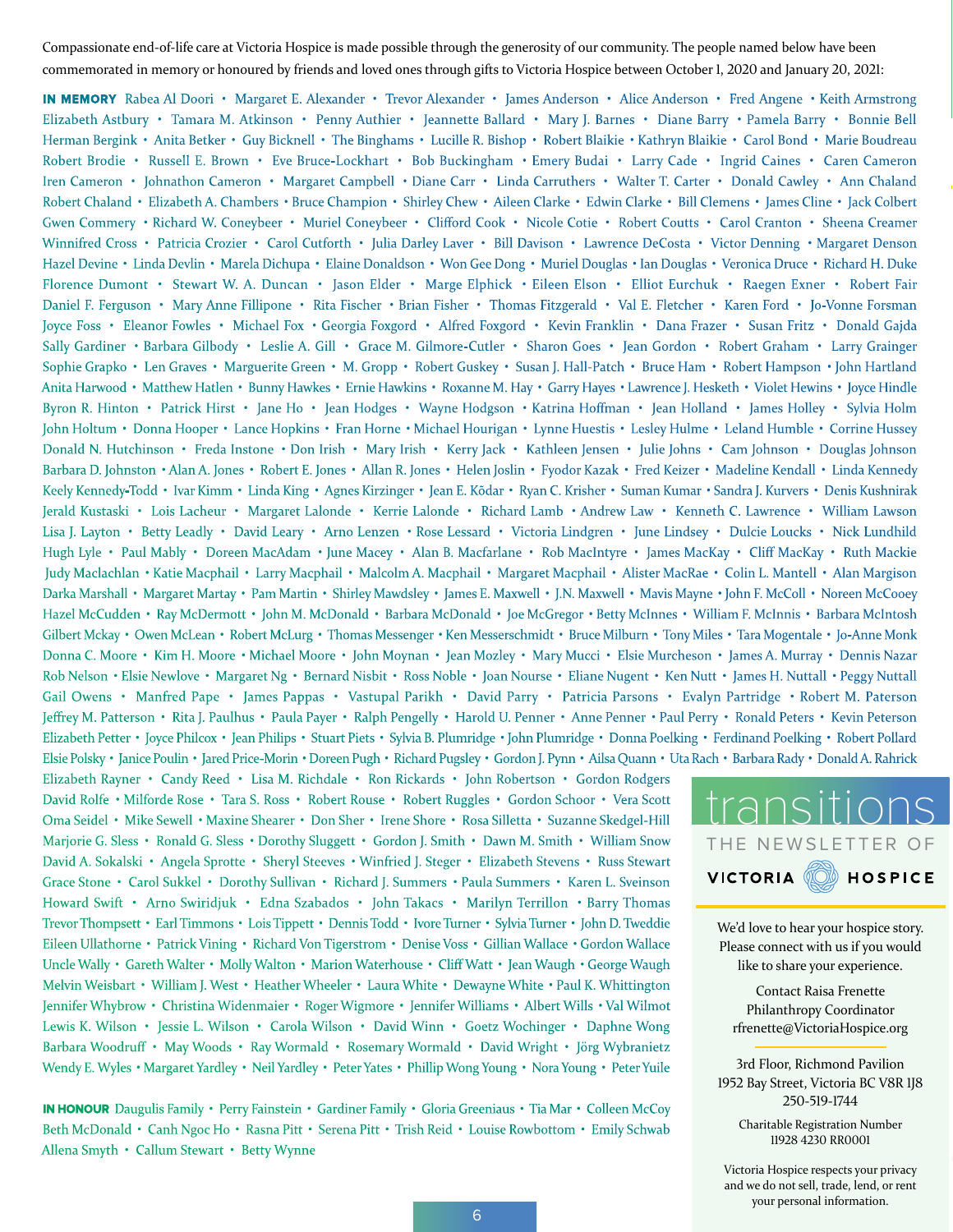Compassionate end-of-life care at Victoria Hospice is made possible through the generosity of our community. The people named below have been commemorated in memory or honoured by friends and loved ones through gifts to Victoria Hospice between October 1, 2020 and January 20, 2021:

**IN MEMORY** Rabea Al Doori • Margaret E. Alexander • Trevor Alexander • James Anderson • Alice Anderson • Fred Angene • Keith Armstrong Elizabeth Astbury • Tamara M. Atkinson • Penny Authier • Jeannette Ballard • Mary J. Barnes • Diane Barry • Pamela Barry • Bonnie Bell Herman Bergink • Anita Betker • Guy Bicknell • The Binghams • Lucille R. Bishop • Robert Blaikie • Kathryn Blaikie • Carol Bond • Marie Boudreau Robert Brodie • Russell E. Brown • Eve Bruce-Lockhart • Bob Buckingham • Emery Budai • Larry Cade • Ingrid Caines • Caren Cameron Iren Cameron • Johnathon Cameron • Margaret Campbell • Diane Carr • Linda Carruthers • Walter T. Carter • Donald Cawley • Ann Chaland Robert Chaland • Elizabeth A. Chambers • Bruce Champion • Shirley Chew • Aileen Clarke • Edwin Clarke • Bill Clemens • James Cline • Jack Colbert Gwen Commery • Richard W. Coneybeer • Muriel Coneybeer • Clifford Cook • Nicole Cotie • Robert Coutts • Carol Cranton • Sheena Creamer Winnifred Cross • Patricia Crozier • Carol Cutforth • Julia Darley Laver • Bill Davison • Lawrence DeCosta • Victor Denning • Margaret Denson Hazel Devine • Linda Devlin • Marela Dichupa • Elaine Donaldson • Won Gee Dong • Muriel Douglas • Ian Douglas • Veronica Druce • Richard H. Duke Florence Dumont • Stewart W. A. Duncan • Jason Elder • Marge Elphick • Eileen Elson • Elliot Eurchuk • Raegen Exner • Robert Fair Daniel F. Ferguson • Mary Anne Fillipone • Rita Fischer • Brian Fisher • Thomas Fitzgerald • Val E. Fletcher • Karen Ford • Jo-Vonne Forsman Joyce Foss • Eleanor Fowles • Michael Fox • Georgia Foxgord • Alfred Foxgord • Kevin Franklin • Dana Frazer • Susan Fritz • Donald Gajda Sally Gardiner • Barbara Gilbody • Leslie A. Gill • Grace M. Gilmore-Cutler • Sharon Goes • Jean Gordon • Robert Graham • Larry Grainger Sophie Grapko • Len Graves • Marguerite Green • M. Gropp • Robert Guskey • Susan J. Hall-Patch • Bruce Ham • Robert Hampson • John Hartland Anita Harwood • Matthew Hatlen • Bunny Hawkes • Ernie Hawkins • Roxanne M. Hay • Garry Hayes • Lawrence J. Hesketh • Violet Hewins • Joyce Hindle Byron R. Hinton • Patrick Hirst • Jane Ho • Jean Hodges • Wayne Hodgson • Katrina Hoffman • Jean Holland • James Holley • Sylvia Holm John Holtum • Donna Hooper • Lance Hopkins • Fran Horne • Michael Hourigan • Lynne Huestis • Lesley Hulme • Leland Humble • Corrine Hussey Donald N. Hutchinson • Freda Instone • Don Irish • Mary Irish • Kerry Jack • Kathleen Jensen • Julie Johns • Cam Johnson • Douglas Johnson Barbara D. Johnston • Alan A. Jones • Robert E. Jones • Allan R. Jones • Helen Joslin • Fyodor Kazak • Fred Keizer • Madeline Kendall • Linda Kennedy Keely Kennedy-Todd • Ivar Kimm • Linda King • Agnes Kirzinger • Jean E. Kõdar • Ryan C. Krisher • Suman Kumar • Sandra J. Kurvers • Denis Kushnirak Jerald Kustaski • Lois Lacheur • Margaret Lalonde • Kerrie Lalonde • Richard Lamb • Andrew Law • Kenneth C. Lawrence • William Lawson Lisa J. Layton • Betty Leadly • David Leary • Arno Lenzen • Rose Lessard • Victoria Lindgren • June Lindsey • Dulcie Loucks • Nick Lundhild Hugh Lyle • Paul Mably • Doreen MacAdam • June Macey • Alan B. Macfarlane • Rob MacIntyre • James MacKay • Cliff MacKay • Ruth Mackie Judy Maclachlan • Katie Macphail • Larry Macphail • Malcolm A. Macphail • Margaret Macphail • Alister MacRae • Colin L. Mantell • Alan Margison Darka Marshall • Margaret Martay • Pam Martin • Shirley Mawdsley • James E. Maxwell • J.N. Maxwell • Mavis Mayne • John F. McColl • Noreen McCooey Hazel McCudden • Ray McDermott • John M. McDonald • Barbara McDonald • Joe McGregor • Betty McInnes • William F. McInnis • Barbara McIntosh Gilbert Mckay • Owen McLean • Robert McLurg • Thomas Messenger • Ken Messerschmidt • Bruce Milburn • Tony Miles • Tara Mogentale • Jo-Anne Monk Donna C. Moore • Kim H. Moore • Michael Moore • John Moynan • Jean Mozley • Mary Mucci • Elsie Murcheson • James A. Murray • Dennis Nazar Rob Nelson • Elsie Newlove • Margaret Ng • Bernard Nisbit • Ross Noble • Joan Nourse • Eliane Nugent • Ken Nutt • James H. Nuttall • Peggy Nuttall Gail Owens • Manfred Pape • James Pappas • Vastupal Parikh • David Parry • Patricia Parsons • Evalyn Partridge • Robert M. Paterson Jeffrey M. Patterson • Rita J. Paulhus • Paula Payer • Ralph Pengelly • Harold U. Penner • Anne Penner • Paul Perry • Ronald Peters • Kevin Peterson Elizabeth Petter • Joyce Philcox • Jean Philips • Stuart Piets • Sylvia B. Plumridge • John Plumridge • Donna Poelking • Ferdinand Poelking • Robert Pollard Elsie Polsky • Janice Poulin • Jared Price-Morin • Doreen Pugh • Richard Pugsley • Gordon J. Pynn • Ailsa Quann • Uta Rach • Barbara Rady • Donald A. Rahrick Elizabeth Rayner • Candy Reed • Lisa M. Richdale • Ron Rickards • John Robertson • Gordon Rodgers David Rolfe • Milforde Rose • Tara S. Ross • Robert Rouse • Robert Ruggles • Gordon Schoor • Vera Scott Oma Seidel • Mike Sewell • Maxine Shearer • Don Sher • Irene Shore • Rosa Silletta • Suzanne Skedgel-Hill Marjorie G. Sless • Ronald G. Sless • Dorothy Sluggett • Gordon J. Smith • Dawn M. Smith • William Snow David A. Sokalski • Angela Sprotte • Sheryl Steeves • Winfried J. Steger • Elizabeth Stevens • Russ Stewart Grace Stone • Carol Sukkel • Dorothy Sullivan • Richard J. Summers • Paula Summers • Karen L. Sveinson Howard Swift • Arno Swiridjuk • Edna Szabados • John Takacs • Marilyn Terrillon • Barry Thomas Trevor Thompsett • Earl Timmons • Lois Tippett • Dennis Todd • Ivore Turner • Sylvia Turner • John D. Tweddie Eileen Ullathorne • Patrick Vining • Richard Von Tigerstrom • Denise Voss • Gillian Wallace • Gordon Wallace Uncle Wally • Gareth Walter • Molly Walton • Marion Waterhouse • Cliff Watt • Jean Waugh • George Waugh Melvin Weisbart • William J. West • Heather Wheeler • Laura White • Dewayne White • Paul K. Whittington Jennifer Whybrow • Christina Widenmaier • Roger Wigmore • Jennifer Williams • Albert Wills • Val Wilmot Lewis K. Wilson • Jessie L. Wilson • Carola Wilson • David Winn • Goetz Wochinger • Daphne Wong Barbara Woodruff • May Woods • Ray Wormald • Rosemary Wormald • David Wright • Jörg Wybranietz Wendy E. Wyles • Margaret Yardley • Neil Yardley • Peter Yates • Phillip Wong Young • Nora Young • Peter Yuile

**IN HONOUR** Daugulis Family • Perry Fainstein • Gardiner Family • Gloria Greeniaus • Tia Mar • Colleen McCoy Beth McDonald • Canh Ngoc Ho • Rasna Pitt • Serena Pitt • Trish Reid • Louise Rowbottom • Emily Schwab Allena Smyth • Callum Stewart • Betty Wynne

## transitions

THE NEWSLETTER OF

VICTORIA HOSPICE

We'd love to hear your hospice story. Please connect with us if you would like to share your experience.

Contact Raisa Frenette
Philanthropy Coordinator
rfrenette@VictoriaHospice.org

3rd Floor, Richmond Pavilion
1952 Bay Street, Victoria BC V8R 1J8
250-519-1744

Charitable Registration Number
11928 4230 RR0001

Victoria Hospice respects your privacy and we do not sell, trade, lend, or rent your personal information.